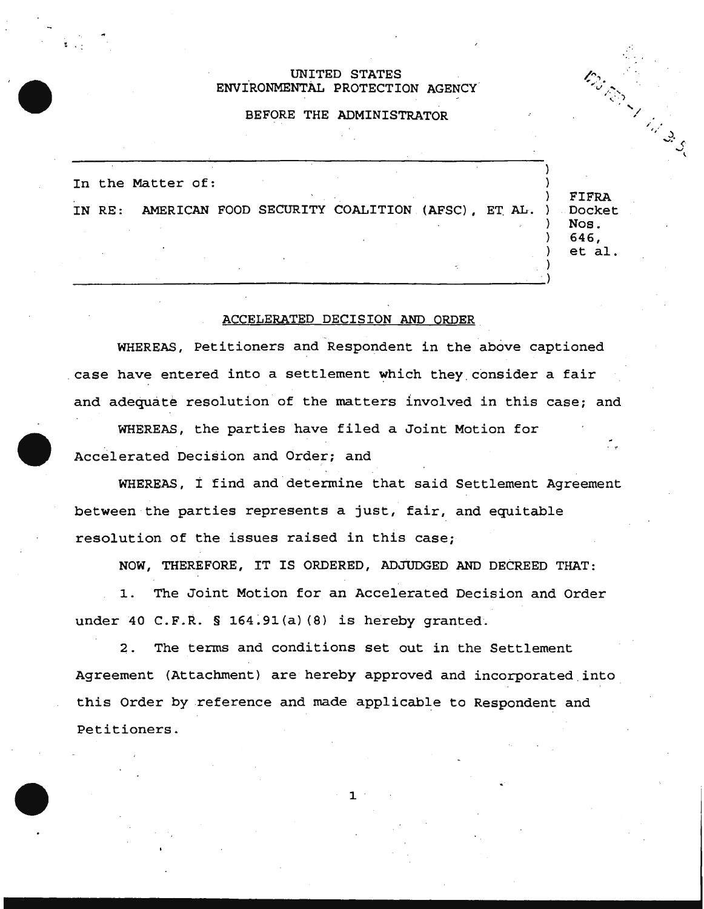UNITED STATES
ENVIRONMENTAL PROTECTION AGENCY

BEFORE THE ADMINISTRATOR

| | |
|---|---|
| In the Matter of:<br><br>IN RE: AMERICAN FOOD SECURITY COALITION (AFSC), ET AL. | FIFRA Docket Nos. 646, et al. |

## ACCELERATED DECISION AND ORDER

WHEREAS, Petitioners and Respondent in the above captioned case have entered into a settlement which they consider a fair and adequate resolution of the matters involved in this case; and

WHEREAS, the parties have filed a Joint Motion for Accelerated Decision and Order; and

WHEREAS, I find and determine that said Settlement Agreement between the parties represents a just, fair, and equitable resolution of the issues raised in this case;

NOW, THEREFORE, IT IS ORDERED, ADJUDGED AND DECREED THAT:

1. The Joint Motion for an Accelerated Decision and Order under 40 C.F.R. § 164.91(a)(8) is hereby granted.

2. The terms and conditions set out in the Settlement Agreement (Attachment) are hereby approved and incorporated into this Order by reference and made applicable to Respondent and Petitioners.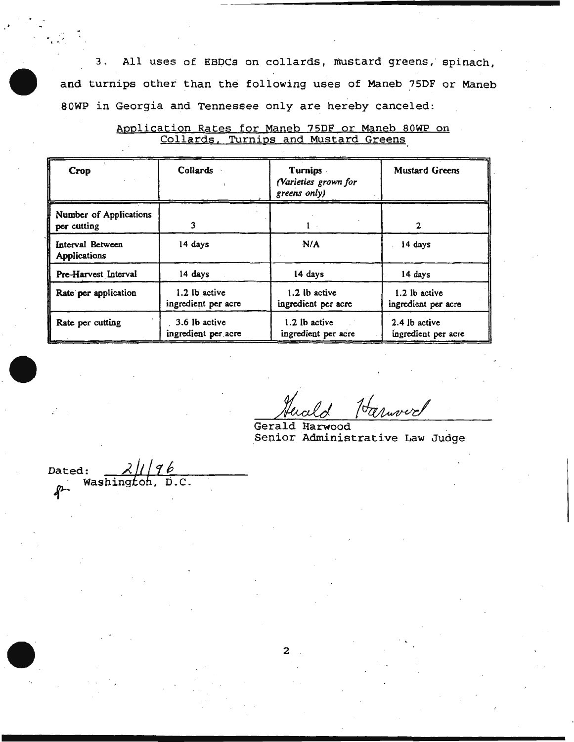3. All uses of EBDCs on collards, mustard greens, spinach, and turnips other than the following uses of Maneb 75DF or Maneb 80WP in Georgia and Tennessee only are hereby canceled:

<u>Application Rates for Maneb 75DF or Maneb 80WP on Collards, Turnips and Mustard Greens</u>

| Crop | Collards | Turnips *(Varieties grown for greens only)* | Mustard Greens |
|---|---|---|---|
| Number of Applications per cutting | 3 | 1 | 2 |
| Interval Between Applications | 14 days | N/A | 14 days |
| Pre-Harvest Interval | 14 days | 14 days | 14 days |
| Rate per application | 1.2 lb active ingredient per acre | 1.2 lb active ingredient per acre | 1.2 lb active ingredient per acre |
| Rate per cutting | 3.6 lb active ingredient per acre | 1.2 lb active ingredient per acre | 2.4 lb active ingredient per acre |

Gerald Harwood
Gerald Harwood
Senior Administrative Law Judge

Dated: 2/1/96
Washington, D.C.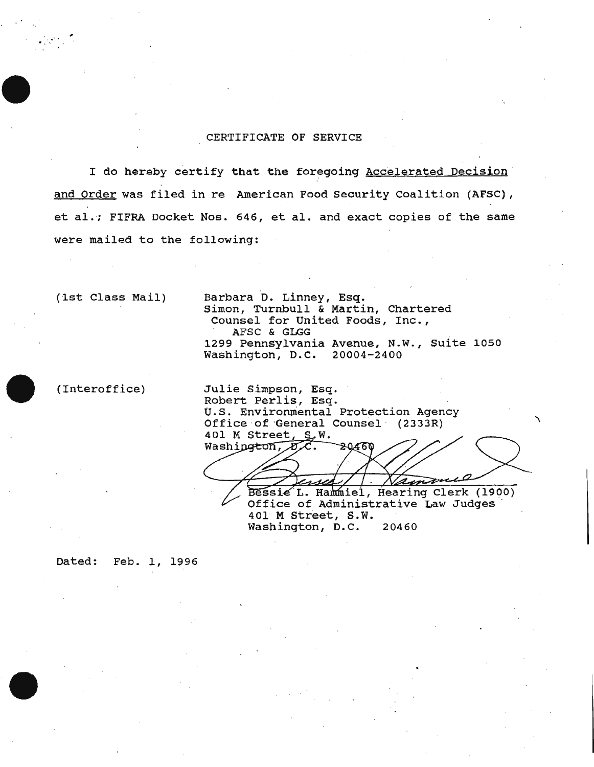# CERTIFICATE OF SERVICE

I do hereby certify that the foregoing Accelerated Decision and Order was filed in re American Food Security Coalition (AFSC), et al.; FIFRA Docket Nos. 646, et al. and exact copies of the same were mailed to the following:

(1st Class Mail)

Barbara D. Linney, Esq.
Simon, Turnbull & Martin, Chartered
Counsel for United Foods, Inc., AFSC & GLGG
1299 Pennsylvania Avenue, N.W., Suite 1050
Washington, D.C. 20004-2400

(Interoffice)

Julie Simpson, Esq.
Robert Perlis, Esq.
U.S. Environmental Protection Agency
Office of General Counsel (2333R)
401 M Street, S.W.
Washington, D.C. 20460

Bessie L. Hammiel, Hearing Clerk (1900)
Office of Administrative Law Judges
401 M Street, S.W.
Washington, D.C. 20460

Dated: Feb. 1, 1996